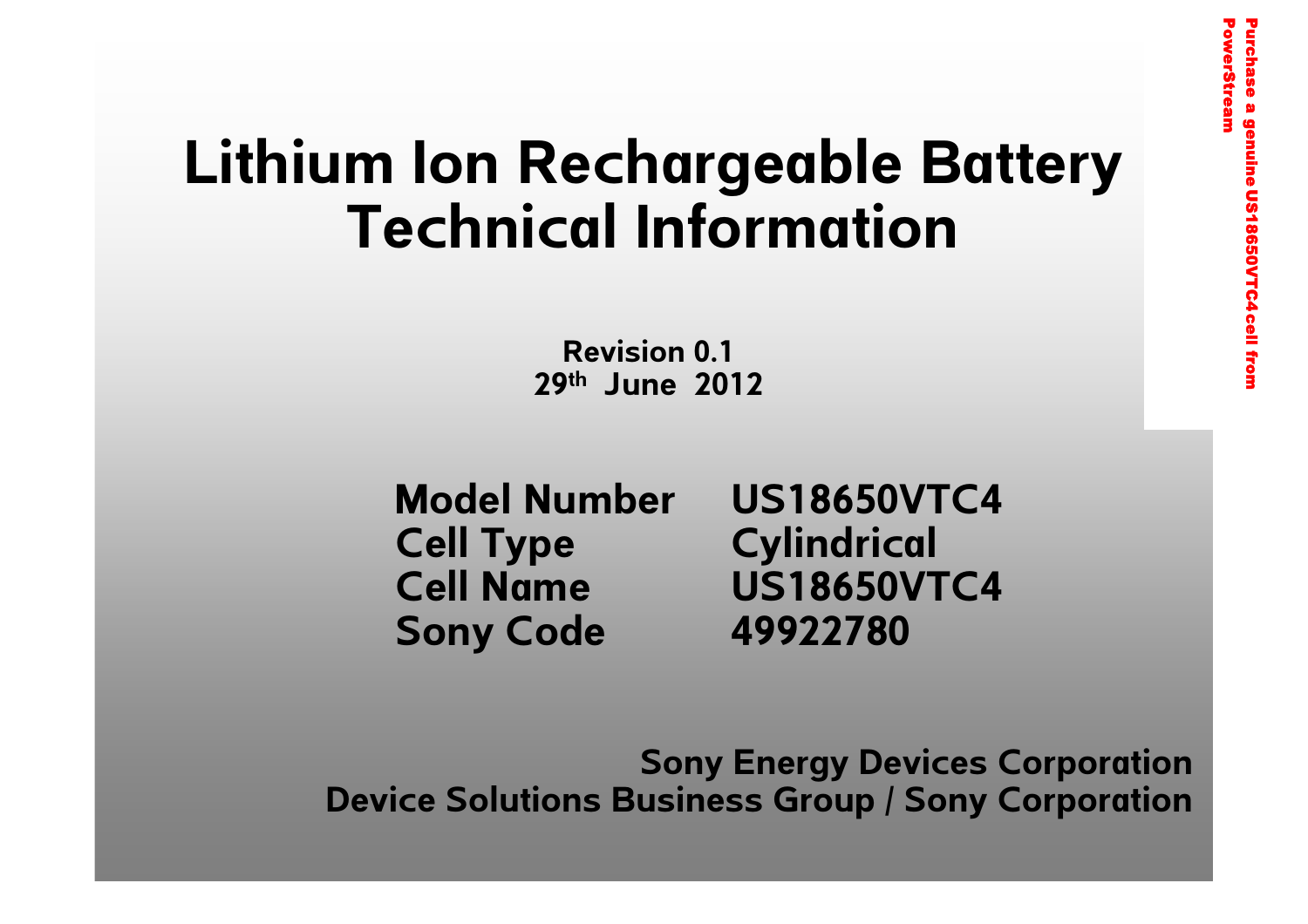# Lithium Ion Rechargeable Battery Technical Information

**Revision 0.1**
**29th June 2012**

| | |
|---|---|
| **Model Number** | **US18650VTC4** |
| **Cell Type** | **Cylindrical** |
| **Cell Name** | **US18650VTC4** |
| **Sony Code** | **49922780** |

**Sony Energy Devices Corporation**
**Device Solutions Business Group / Sony Corporation**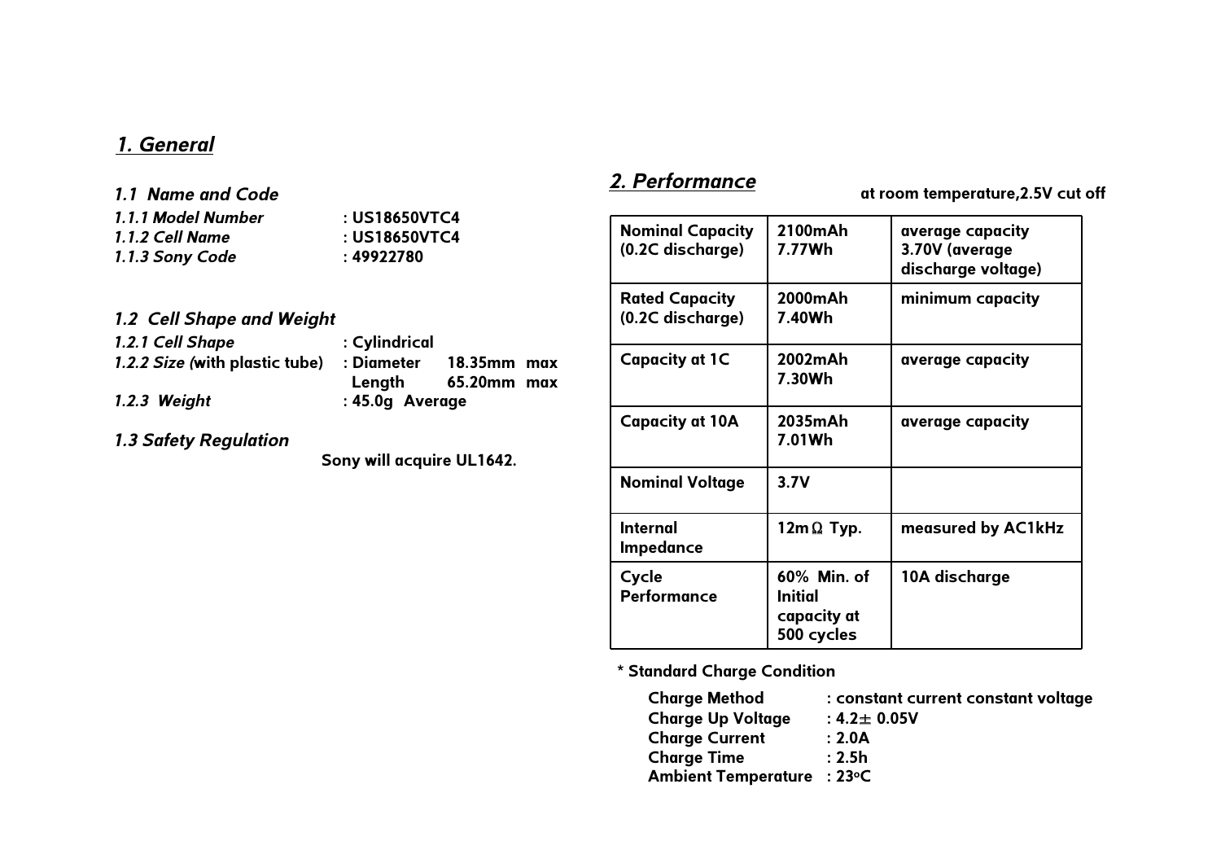# *1. General*

## *1.1 Name and Code*

*1.1.1 Model Number* : US18650VTC4
*1.1.2 Cell Name* : US18650VTC4
*1.1.3 Sony Code* : 49922780

## *1.2 Cell Shape and Weight*

*1.2.1 Cell Shape* : Cylindrical
*1.2.2 Size (*with plastic tube) : Diameter 18.35mm max
Length 65.20mm max
*1.2.3 Weight* : 45.0g Average

## *1.3 Safety Regulation*

Sony will acquire UL1642.

# *2. Performance*

at room temperature,2.5V cut off

| | | |
|---|---|---|
| Nominal Capacity (0.2C discharge) | 2100mAh 7.77Wh | average capacity 3.70V (average discharge voltage) |
| Rated Capacity (0.2C discharge) | 2000mAh 7.40Wh | minimum capacity |
| Capacity at 1C | 2002mAh 7.30Wh | average capacity |
| Capacity at 10A | 2035mAh 7.01Wh | average capacity |
| Nominal Voltage | 3.7V | |
| Internal Impedance | 12mΩ Typ. | measured by AC1kHz |
| Cycle Performance | 60% Min. of Initial capacity at 500 cycles | 10A discharge |

\* Standard Charge Condition

Charge Method : constant current constant voltage
Charge Up Voltage : 4.2± 0.05V
Charge Current : 2.0A
Charge Time : 2.5h
Ambient Temperature : 23°C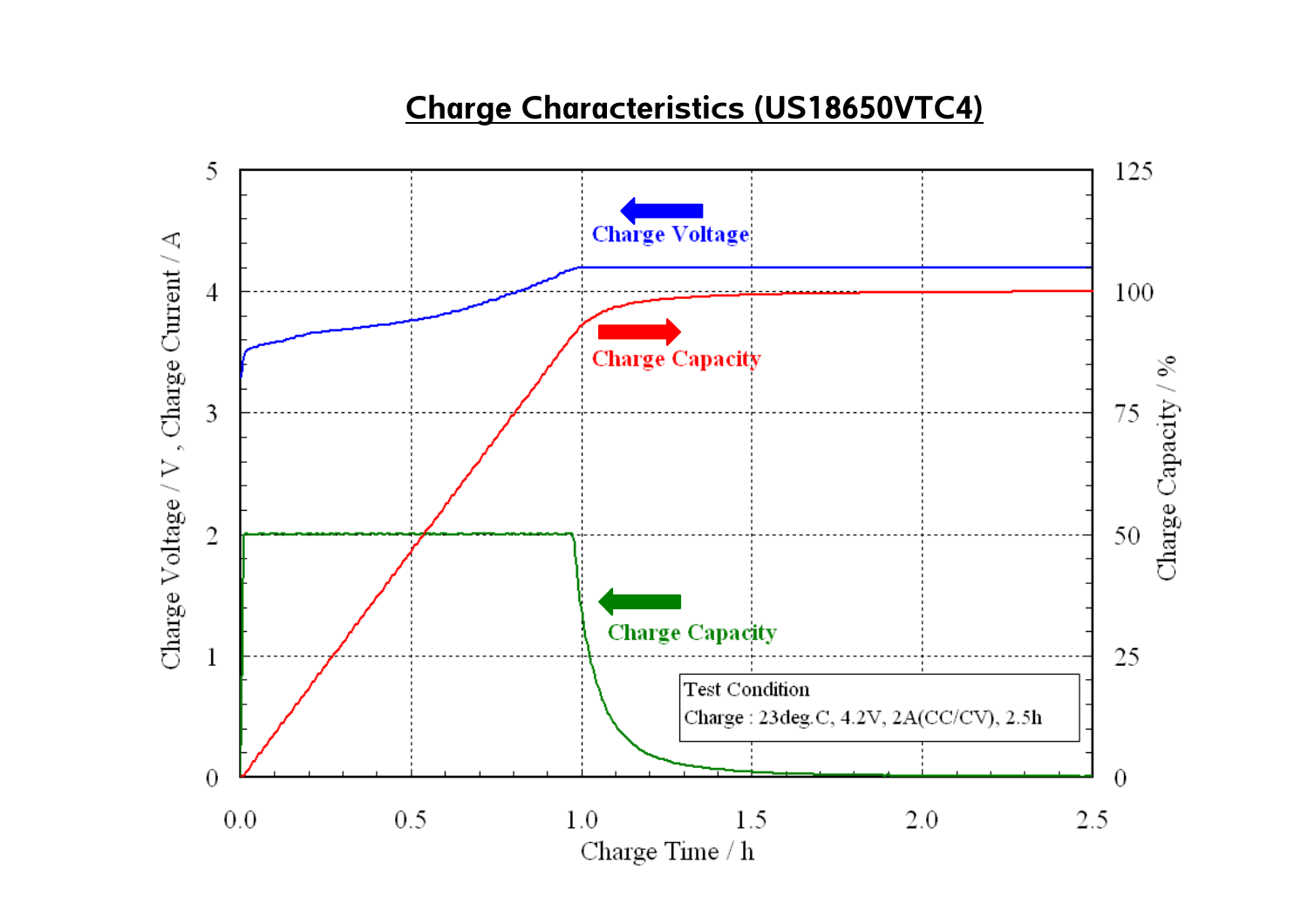## Charge Characteristics (US18650VTC4)

Charge Voltage / V , Charge Current / A

Charge Capacity / %

Charge Time / h

Charge Voltage

Charge Capacity

Charge Capacity

Test Condition

Charge : 23deg.C, 4.2V, 2A(CC/CV), 2.5h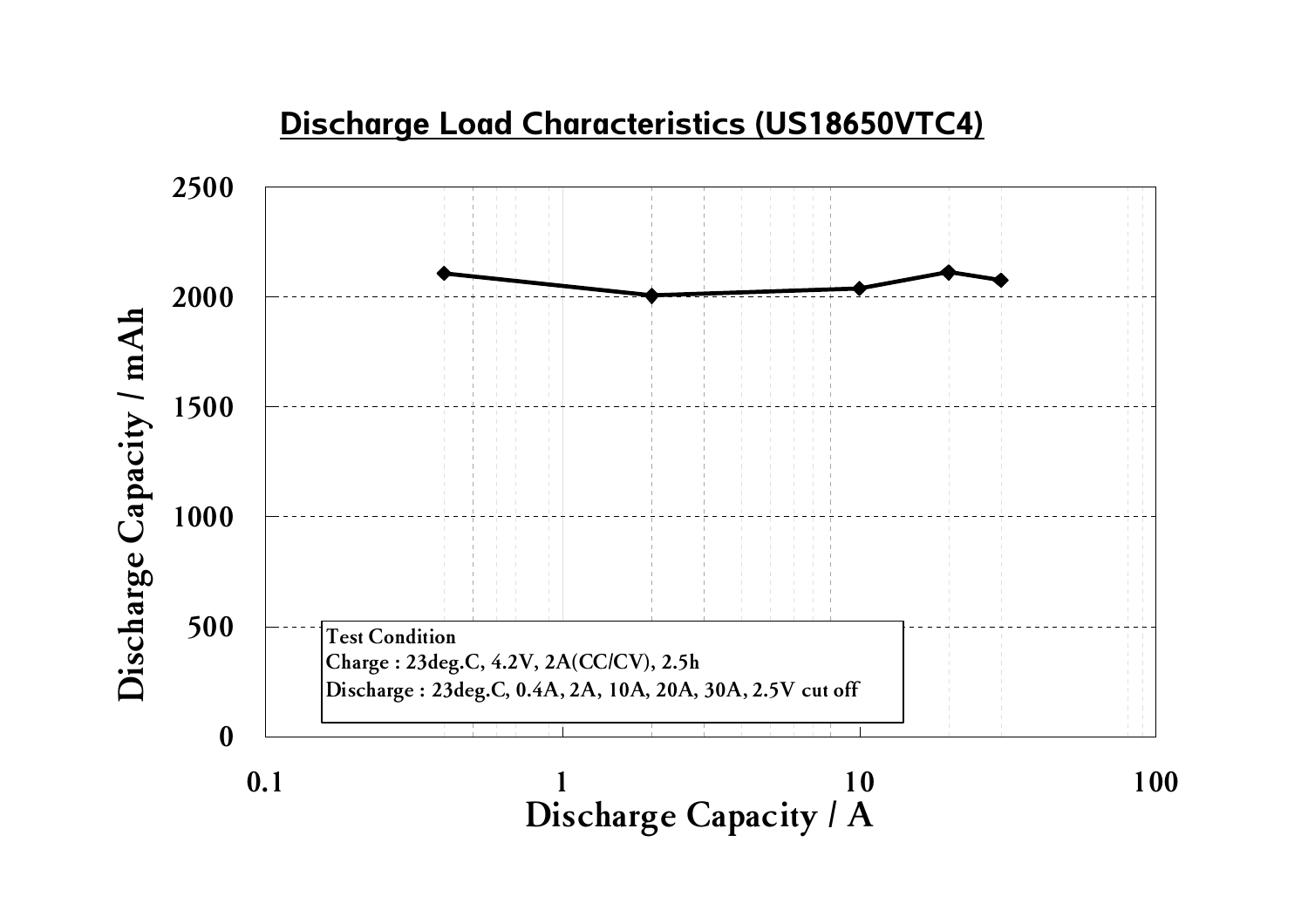## Discharge Load Characteristics (US18650VTC4)

Discharge Capacity / mAh

2500
2000
1500
1000
500
0

0.1 1 10 100

Discharge Capacity / A

**Test Condition**
**Charge : 23deg.C, 4.2V, 2A(CC/CV), 2.5h**
**Discharge : 23deg.C, 0.4A, 2A, 10A, 20A, 30A, 2.5V cut off**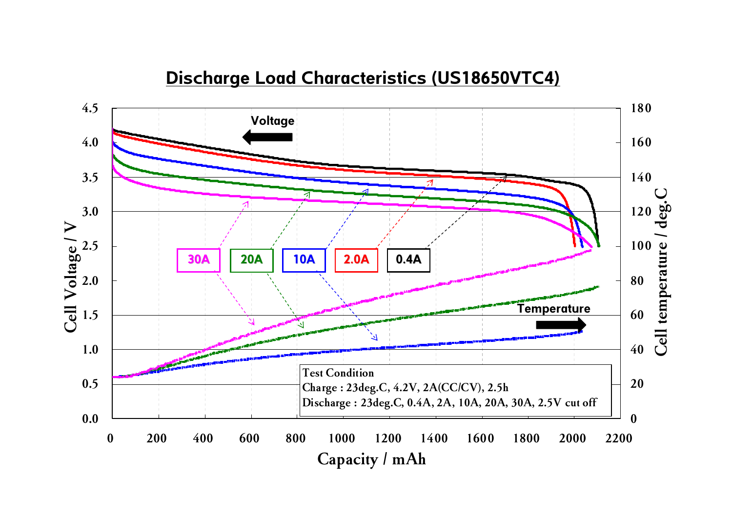## Discharge Load Characteristics (US18650VTC4)

Test Condition

Charge : 23deg.C, 4.2V, 2A(CC/CV), 2.5h

Discharge : 23deg.C, 0.4A, 2A, 10A, 20A, 30A, 2.5V cut off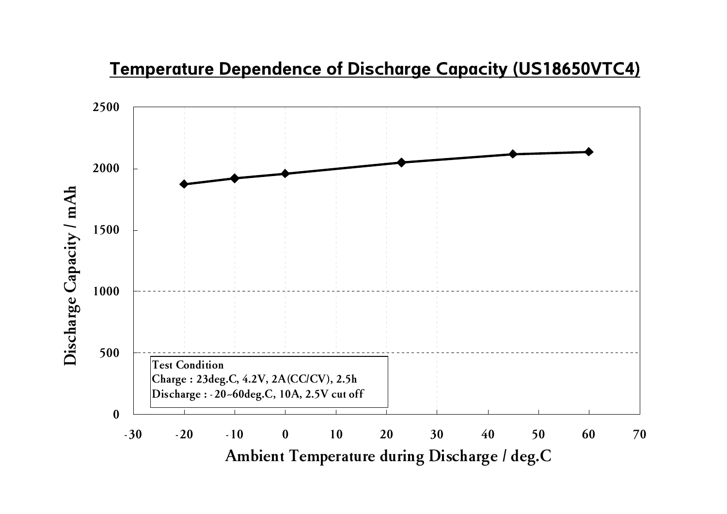## Temperature Dependence of Discharge Capacity (US18650VTC4)

Test Condition
Charge : 23deg.C, 4.2V, 2A(CC/CV), 2.5h
Discharge : -20~60deg.C, 10A, 2.5V cut off

Discharge Capacity / mAh

Ambient Temperature during Discharge / deg.C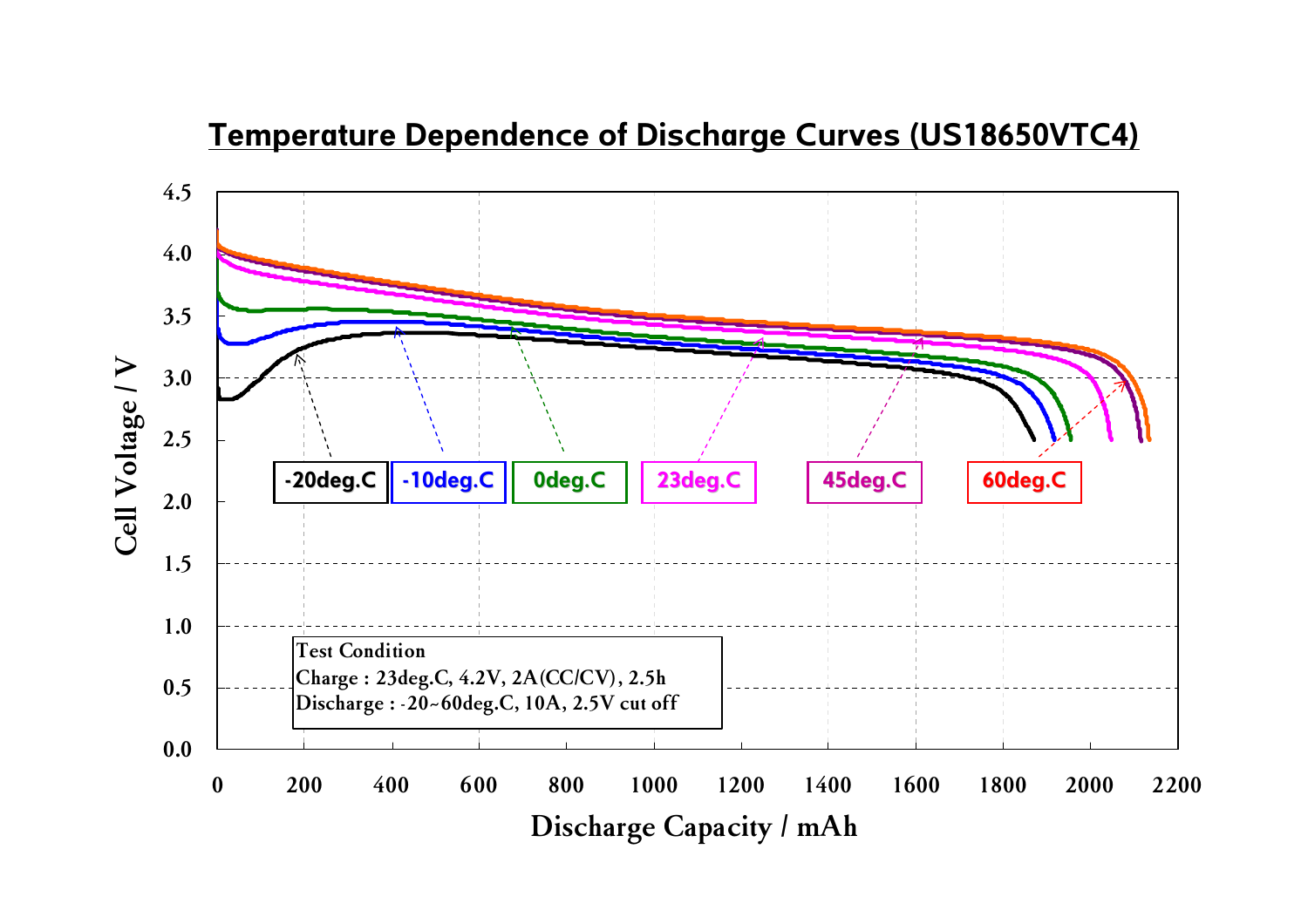# Temperature Dependence of Discharge Curves (US18650VTC4)

Test Condition
Charge : 23deg.C, 4.2V, 2A(CC/CV), 2.5h
Discharge : -20~60deg.C, 10A, 2.5V cut off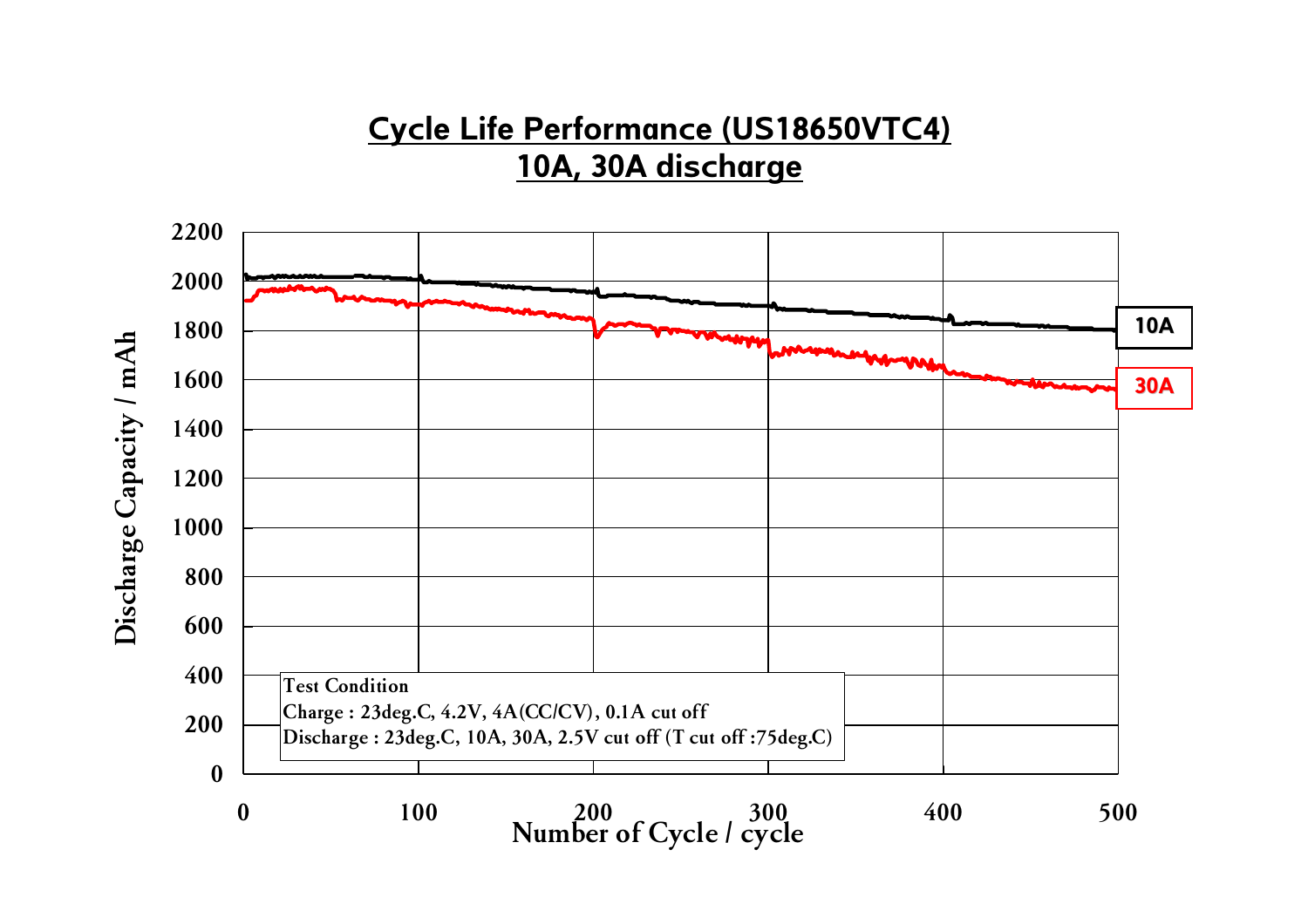## Cycle Life Performance (US18650VTC4)

## 10A, 30A discharge

Discharge Capacity / mAh

2200
2000
1800
1600
1400
1200
1000
800
600
400
200
0

0 100 200 300 400 500

Number of Cycle / cycle

10A

30A

Test Condition
Charge : 23deg.C, 4.2V, 4A(CC/CV), 0.1A cut off
Discharge : 23deg.C, 10A, 30A, 2.5V cut off (T cut off :75deg.C)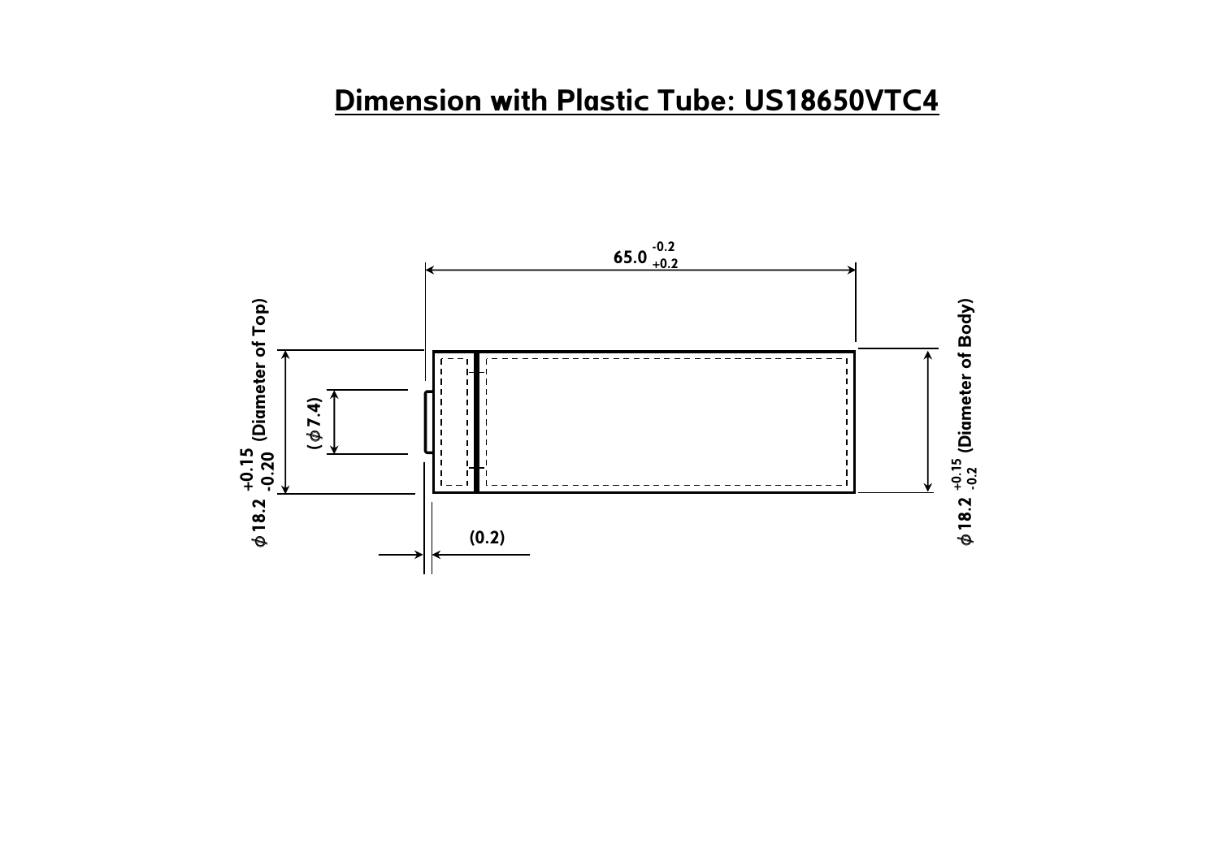## Dimension with Plastic Tube: US18650VTC4

65.0 $^{-0.2}_{+0.2}$

$\phi$18.2 $^{+0.15}_{-0.20}$ (Diameter of Top)

($\phi$7.4)

(0.2)

$\phi$18.2 $^{+0.15}_{-0.2}$ (Diameter of Body)